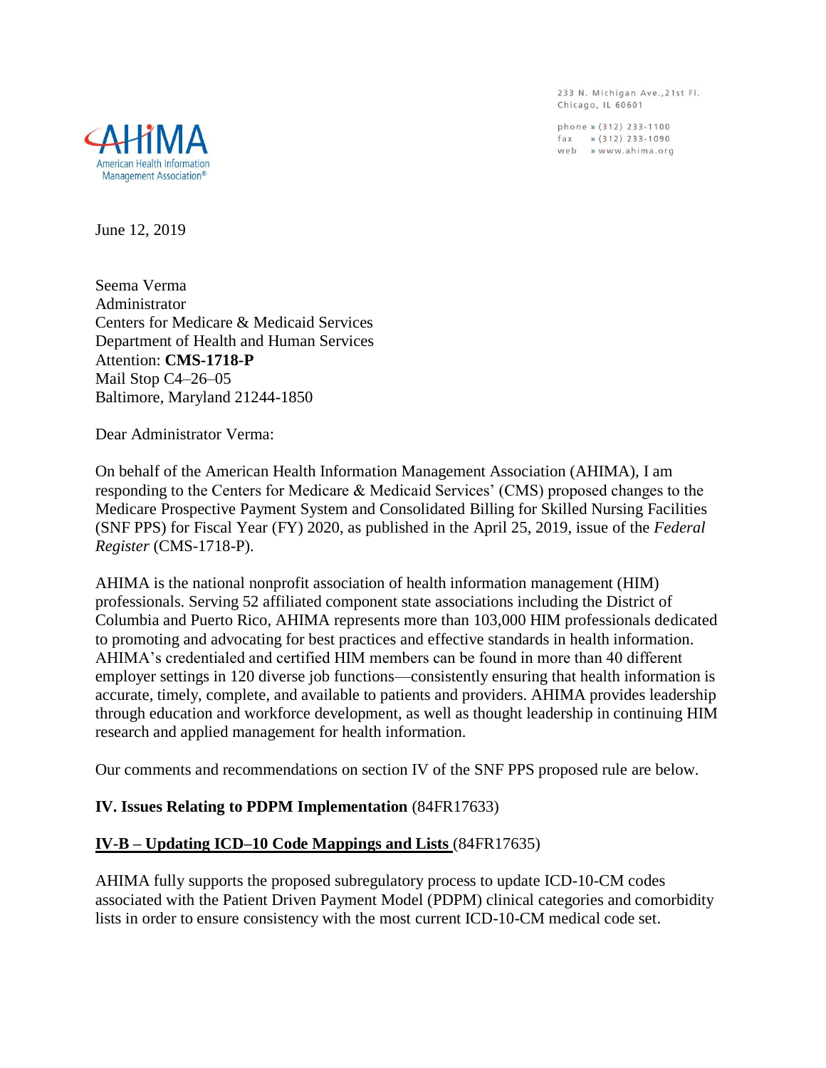AHIMA
American Health Information Management Association®

233 N. Michigan Ave.,21st Fl.
Chicago, IL 60601

phone » (312) 233-1100
fax » (312) 233-1090
web » www.ahima.org

June 12, 2019

Seema Verma
Administrator
Centers for Medicare & Medicaid Services
Department of Health and Human Services
Attention: **CMS-1718-P**
Mail Stop C4–26–05
Baltimore, Maryland 21244-1850

Dear Administrator Verma:

On behalf of the American Health Information Management Association (AHIMA), I am responding to the Centers for Medicare & Medicaid Services' (CMS) proposed changes to the Medicare Prospective Payment System and Consolidated Billing for Skilled Nursing Facilities (SNF PPS) for Fiscal Year (FY) 2020, as published in the April 25, 2019, issue of the *Federal Register* (CMS-1718-P).

AHIMA is the national nonprofit association of health information management (HIM) professionals. Serving 52 affiliated component state associations including the District of Columbia and Puerto Rico, AHIMA represents more than 103,000 HIM professionals dedicated to promoting and advocating for best practices and effective standards in health information. AHIMA's credentialed and certified HIM members can be found in more than 40 different employer settings in 120 diverse job functions—consistently ensuring that health information is accurate, timely, complete, and available to patients and providers. AHIMA provides leadership through education and workforce development, as well as thought leadership in continuing HIM research and applied management for health information.

Our comments and recommendations on section IV of the SNF PPS proposed rule are below.

**IV. Issues Relating to PDPM Implementation** (84FR17633)

**IV-B – Updating ICD–10 Code Mappings and Lists** (84FR17635)

AHIMA fully supports the proposed subregulatory process to update ICD-10-CM codes associated with the Patient Driven Payment Model (PDPM) clinical categories and comorbidity lists in order to ensure consistency with the most current ICD-10-CM medical code set.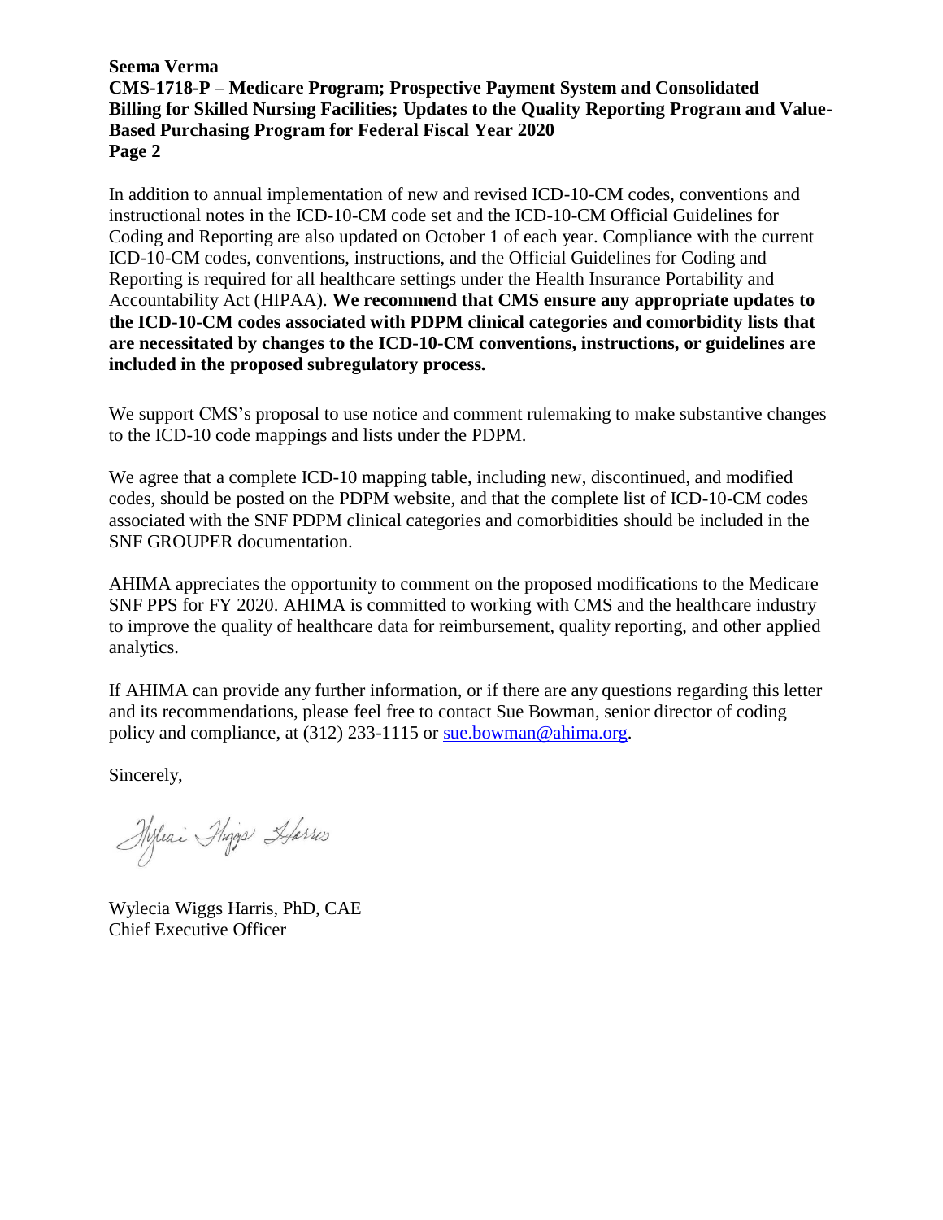In addition to annual implementation of new and revised ICD-10-CM codes, conventions and instructional notes in the ICD-10-CM code set and the ICD-10-CM Official Guidelines for Coding and Reporting are also updated on October 1 of each year. Compliance with the current ICD-10-CM codes, conventions, instructions, and the Official Guidelines for Coding and Reporting is required for all healthcare settings under the Health Insurance Portability and Accountability Act (HIPAA). **We recommend that CMS ensure any appropriate updates to the ICD-10-CM codes associated with PDPM clinical categories and comorbidity lists that are necessitated by changes to the ICD-10-CM conventions, instructions, or guidelines are included in the proposed subregulatory process.**

We support CMS's proposal to use notice and comment rulemaking to make substantive changes to the ICD-10 code mappings and lists under the PDPM.

We agree that a complete ICD-10 mapping table, including new, discontinued, and modified codes, should be posted on the PDPM website, and that the complete list of ICD-10-CM codes associated with the SNF PDPM clinical categories and comorbidities should be included in the SNF GROUPER documentation.

AHIMA appreciates the opportunity to comment on the proposed modifications to the Medicare SNF PPS for FY 2020. AHIMA is committed to working with CMS and the healthcare industry to improve the quality of healthcare data for reimbursement, quality reporting, and other applied analytics.

If AHIMA can provide any further information, or if there are any questions regarding this letter and its recommendations, please feel free to contact Sue Bowman, senior director of coding policy and compliance, at (312) 233-1115 or sue.bowman@ahima.org.

Sincerely,

Wylecia Wiggs Harris, PhD, CAE
Chief Executive Officer